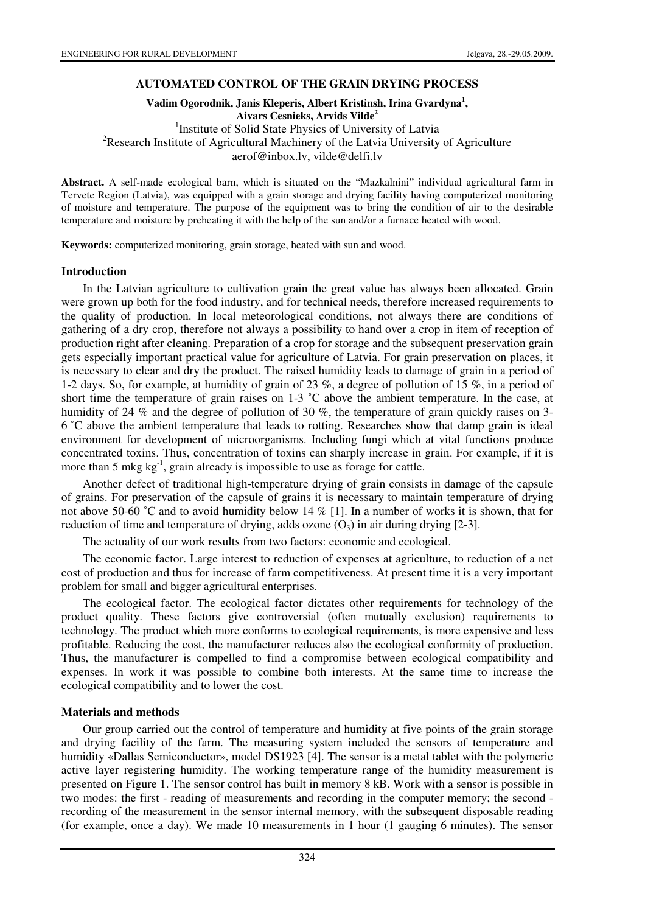# AUTOMATED CONTROL OF THE GRAIN DRYING PROCESS

**Vadim Ogorodnik, Janis Kleperis, Albert Kristinsh, Irina Gvardyna[1], Aivars Cesnieks, Arvids Vilde[2]**

[1]Institute of Solid State Physics of University of Latvia
[2]Research Institute of Agricultural Machinery of the Latvia University of Agriculture
aerof@inbox.lv, vilde@delfi.lv

**Abstract.** A self-made ecological barn, which is situated on the "Mazkalnini" individual agricultural farm in Tervete Region (Latvia), was equipped with a grain storage and drying facility having computerized monitoring of moisture and temperature. The purpose of the equipment was to bring the condition of air to the desirable temperature and moisture by preheating it with the help of the sun and/or a furnace heated with wood.

**Keywords:** computerized monitoring, grain storage, heated with sun and wood.

## Introduction

In the Latvian agriculture to cultivation grain the great value has always been allocated. Grain were grown up both for the food industry, and for technical needs, therefore increased requirements to the quality of production. In local meteorological conditions, not always there are conditions of gathering of a dry crop, therefore not always a possibility to hand over a crop in item of reception of production right after cleaning. Preparation of a crop for storage and the subsequent preservation grain gets especially important practical value for agriculture of Latvia. For grain preservation on places, it is necessary to clear and dry the product. The raised humidity leads to damage of grain in a period of 1-2 days. So, for example, at humidity of grain of 23 %, a degree of pollution of 15 %, in a period of short time the temperature of grain raises on 1-3 ˚C above the ambient temperature. In the case, at humidity of 24 % and the degree of pollution of 30 %, the temperature of grain quickly raises on 3-6 ˚C above the ambient temperature that leads to rotting. Researches show that damp grain is ideal environment for development of microorganisms. Including fungi which at vital functions produce concentrated toxins. Thus, concentration of toxins can sharply increase in grain. For example, if it is more than 5 mkg $kg^{-1}$, grain already is impossible to use as forage for cattle.

Another defect of traditional high-temperature drying of grain consists in damage of the capsule of grains. For preservation of the capsule of grains it is necessary to maintain temperature of drying not above 50-60 ˚C and to avoid humidity below 14 % [1]. In a number of works it is shown, that for reduction of time and temperature of drying, adds ozone ($O_3$) in air during drying [2-3].

The actuality of our work results from two factors: economic and ecological.

The economic factor. Large interest to reduction of expenses at agriculture, to reduction of a net cost of production and thus for increase of farm competitiveness. At present time it is a very important problem for small and bigger agricultural enterprises.

The ecological factor. The ecological factor dictates other requirements for technology of the product quality. These factors give controversial (often mutually exclusion) requirements to technology. The product which more conforms to ecological requirements, is more expensive and less profitable. Reducing the cost, the manufacturer reduces also the ecological conformity of production. Thus, the manufacturer is compelled to find a compromise between ecological compatibility and expenses. In work it was possible to combine both interests. At the same time to increase the ecological compatibility and to lower the cost.

## Materials and methods

Our group carried out the control of temperature and humidity at five points of the grain storage and drying facility of the farm. The measuring system included the sensors of temperature and humidity «Dallas Semiconductor», model DS1923 [4]. The sensor is a metal tablet with the polymeric active layer registering humidity. The working temperature range of the humidity measurement is presented on Figure 1. The sensor control has built in memory 8 kB. Work with a sensor is possible in two modes: the first - reading of measurements and recording in the computer memory; the second - recording of the measurement in the sensor internal memory, with the subsequent disposable reading (for example, once a day). We made 10 measurements in 1 hour (1 gauging 6 minutes). The sensor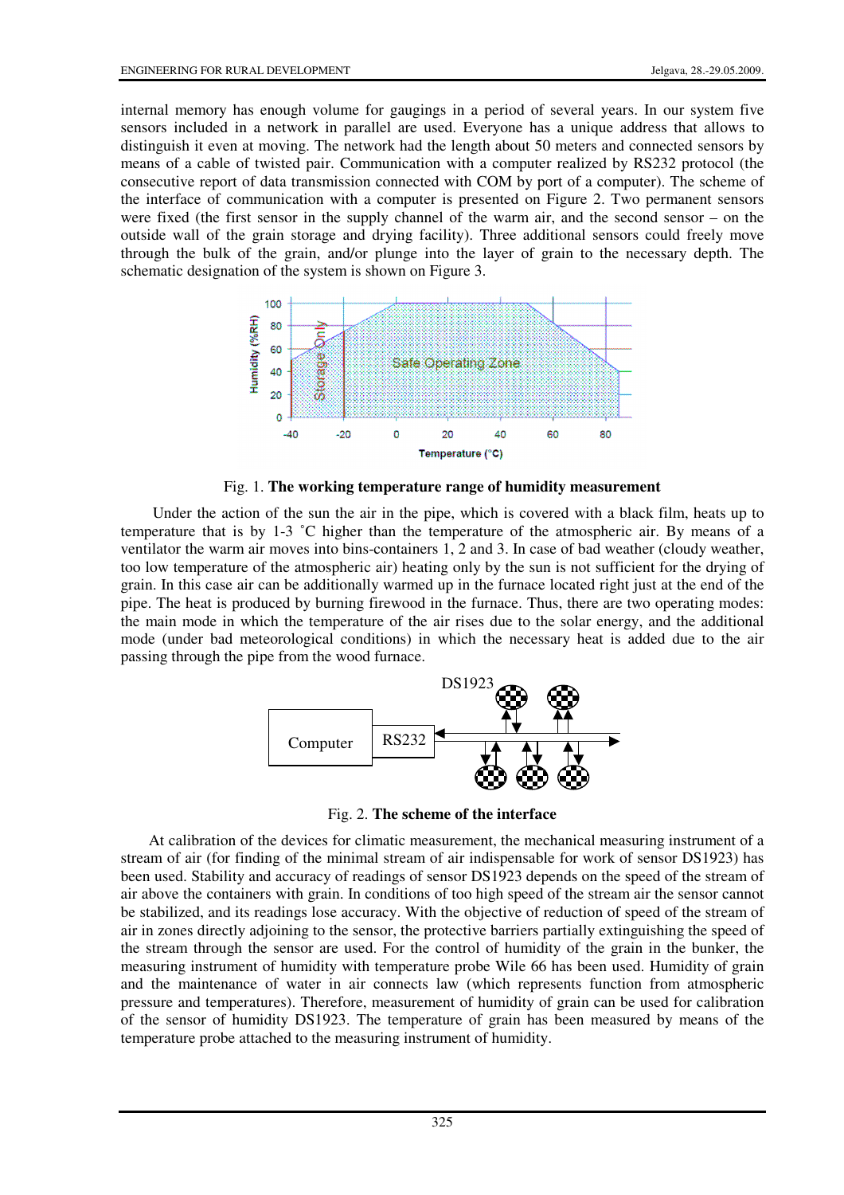internal memory has enough volume for gaugings in a period of several years. In our system five sensors included in a network in parallel are used. Everyone has a unique address that allows to distinguish it even at moving. The network had the length about 50 meters and connected sensors by means of a cable of twisted pair. Communication with a computer realized by RS232 protocol (the consecutive report of data transmission connected with COM by port of a computer). The scheme of the interface of communication with a computer is presented on Figure 2. Two permanent sensors were fixed (the first sensor in the supply channel of the warm air, and the second sensor – on the outside wall of the grain storage and drying facility). Three additional sensors could freely move through the bulk of the grain, and/or plunge into the layer of grain to the necessary depth. The schematic designation of the system is shown on Figure 3.

Fig. 1. **The working temperature range of humidity measurement**

Under the action of the sun the air in the pipe, which is covered with a black film, heats up to temperature that is by 1-3 ˚C higher than the temperature of the atmospheric air. By means of a ventilator the warm air moves into bins-containers 1, 2 and 3. In case of bad weather (cloudy weather, too low temperature of the atmospheric air) heating only by the sun is not sufficient for the drying of grain. In this case air can be additionally warmed up in the furnace located right just at the end of the pipe. The heat is produced by burning firewood in the furnace. Thus, there are two operating modes: the main mode in which the temperature of the air rises due to the solar energy, and the additional mode (under bad meteorological conditions) in which the necessary heat is added due to the air passing through the pipe from the wood furnace.

Fig. 2. **The scheme of the interface**

At calibration of the devices for climatic measurement, the mechanical measuring instrument of a stream of air (for finding of the minimal stream of air indispensable for work of sensor DS1923) has been used. Stability and accuracy of readings of sensor DS1923 depends on the speed of the stream of air above the containers with grain. In conditions of too high speed of the stream air the sensor cannot be stabilized, and its readings lose accuracy. With the objective of reduction of speed of the stream of air in zones directly adjoining to the sensor, the protective barriers partially extinguishing the speed of the stream through the sensor are used. For the control of humidity of the grain in the bunker, the measuring instrument of humidity with temperature probe Wile 66 has been used. Humidity of grain and the maintenance of water in air connects law (which represents function from atmospheric pressure and temperatures). Therefore, measurement of humidity of grain can be used for calibration of the sensor of humidity DS1923. The temperature of grain has been measured by means of the temperature probe attached to the measuring instrument of humidity.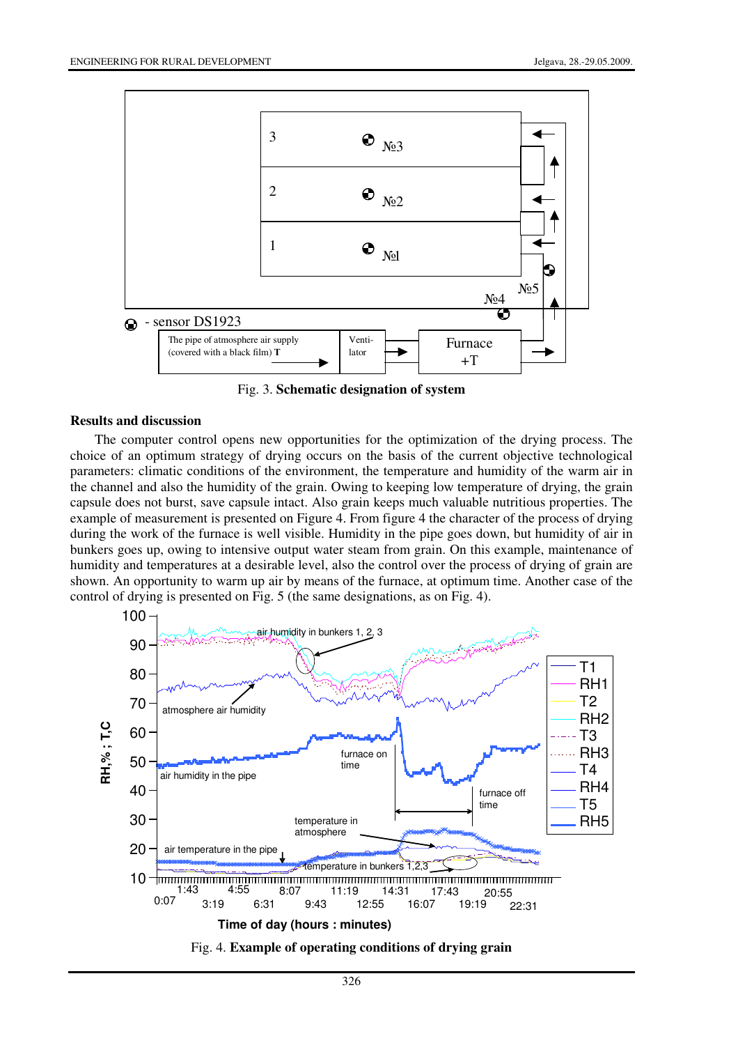Fig. 3. **Schematic designation of system**

## Results and discussion

The computer control opens new opportunities for the optimization of the drying process. The choice of an optimum strategy of drying occurs on the basis of the current objective technological parameters: climatic conditions of the environment, the temperature and humidity of the warm air in the channel and also the humidity of the grain. Owing to keeping low temperature of drying, the grain capsule does not burst, save capsule intact. Also grain keeps much valuable nutritious properties. The example of measurement is presented on Figure 4. From figure 4 the character of the process of drying during the work of the furnace is well visible. Humidity in the pipe goes down, but humidity of air in bunkers goes up, owing to intensive output water steam from grain. On this example, maintenance of humidity and temperatures at a desirable level, also the control over the process of drying of grain are shown. An opportunity to warm up air by means of the furnace, at optimum time. Another case of the control of drying is presented on Fig. 5 (the same designations, as on Fig. 4).

Fig. 4. **Example of operating conditions of drying grain**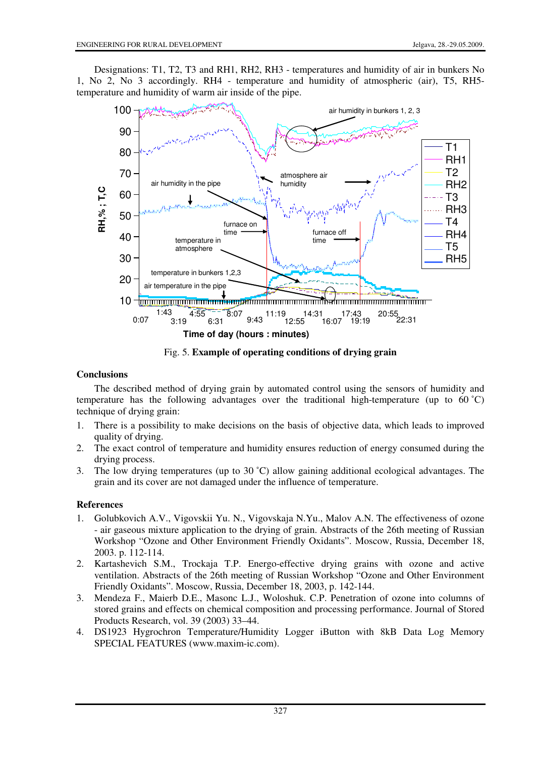Designations: T1, T2, T3 and RH1, RH2, RH3 - temperatures and humidity of air in bunkers No 1, No 2, No 3 accordingly. RH4 - temperature and humidity of atmospheric (air), T5, RH5- temperature and humidity of warm air inside of the pipe.

RH,% ; T,C

100
90
80
70
60
50
40
30
20
10

air humidity in bunkers 1, 2, 3
atmosphere air humidity
air humidity in the pipe
furnace on time
furnace off time
temperature in atmosphere
temperature in bunkers 1,2,3
air temperature in the pipe

T1
RH1
T2
RH2
T3
RH3
T4
RH4
T5
RH5

0:07 1:43 3:19 4:55 6:31 8:07 9:43 11:19 12:55 14:31 16:07 17:43 19:19 20:55 22:31

Time of day (hours : minutes)

Fig. 5. **Example of operating conditions of drying grain**

## Conclusions

The described method of drying grain by automated control using the sensors of humidity and temperature has the following advantages over the traditional high-temperature (up to 60 ˚C) technique of drying grain:

1. There is a possibility to make decisions on the basis of objective data, which leads to improved quality of drying.
2. The exact control of temperature and humidity ensures reduction of energy consumed during the drying process.
3. The low drying temperatures (up to 30 ˚C) allow gaining additional ecological advantages. The grain and its cover are not damaged under the influence of temperature.

## References

1. Golubkovich A.V., Vigovskii Yu. N., Vigovskaja N.Yu., Malov A.N. The effectiveness of ozone - air gaseous mixture application to the drying of grain. Abstracts of the 26th meeting of Russian Workshop "Ozone and Other Environment Friendly Oxidants". Moscow, Russia, December 18, 2003. p. 112-114.
2. Kartashevich S.M., Trockaja T.P. Energo-effective drying grains with ozone and active ventilation. Abstracts of the 26th meeting of Russian Workshop "Ozone and Other Environment Friendly Oxidants". Moscow, Russia, December 18, 2003, p. 142-144.
3. Mendeza F., Maierb D.E., Masonc L.J., Woloshuk. C.P. Penetration of ozone into columns of stored grains and effects on chemical composition and processing performance. Journal of Stored Products Research, vol. 39 (2003) 33–44.
4. DS1923 Hygrochron Temperature/Humidity Logger iButton with 8kB Data Log Memory SPECIAL FEATURES (www.maxim-ic.com).